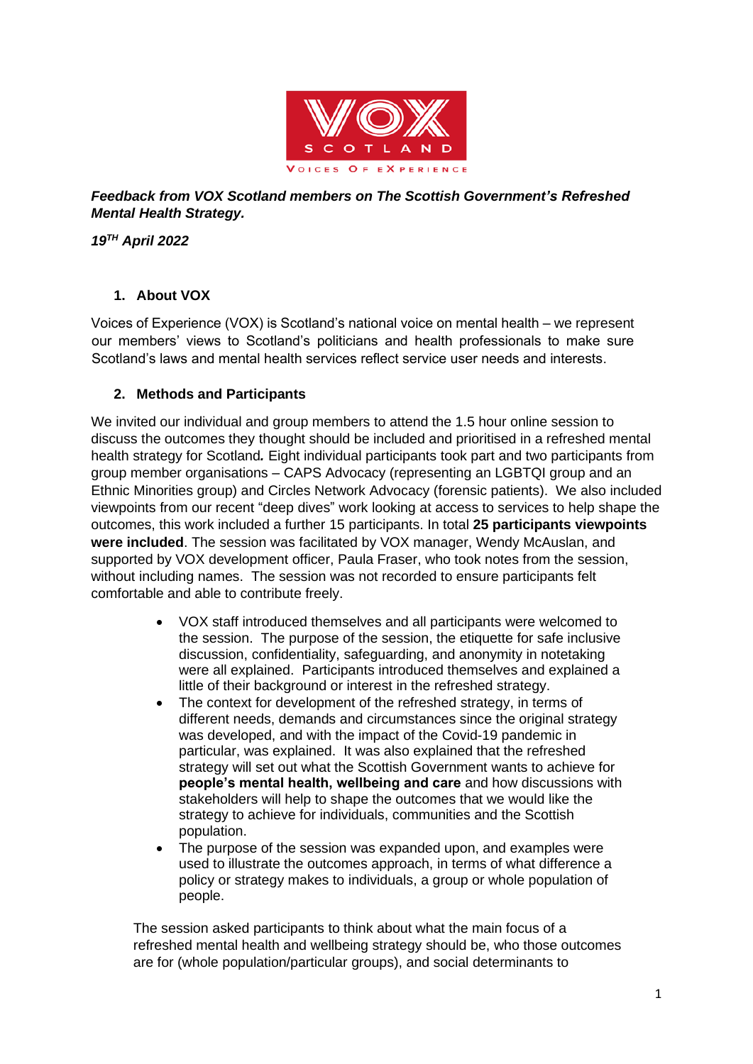*__Feedback from VOX Scotland members on The Scottish Government's Refreshed Mental Health Strategy.__*

*__19TH April 2022__*

## 1. About VOX

Voices of Experience (VOX) is Scotland's national voice on mental health – we represent our members' views to Scotland's politicians and health professionals to make sure Scotland's laws and mental health services reflect service user needs and interests.

## 2. Methods and Participants

We invited our individual and group members to attend the 1.5 hour online session to discuss the outcomes they thought should be included and prioritised in a refreshed mental health strategy for Scotland*.* Eight individual participants took part and two participants from group member organisations – CAPS Advocacy (representing an LGBTQI group and an Ethnic Minorities group) and Circles Network Advocacy (forensic patients). We also included viewpoints from our recent "deep dives" work looking at access to services to help shape the outcomes, this work included a further 15 participants. In total **25 participants viewpoints were included**. The session was facilitated by VOX manager, Wendy McAuslan, and supported by VOX development officer, Paula Fraser, who took notes from the session, without including names. The session was not recorded to ensure participants felt comfortable and able to contribute freely.

- VOX staff introduced themselves and all participants were welcomed to the session. The purpose of the session, the etiquette for safe inclusive discussion, confidentiality, safeguarding, and anonymity in notetaking were all explained. Participants introduced themselves and explained a little of their background or interest in the refreshed strategy.
- The context for development of the refreshed strategy, in terms of different needs, demands and circumstances since the original strategy was developed, and with the impact of the Covid-19 pandemic in particular, was explained. It was also explained that the refreshed strategy will set out what the Scottish Government wants to achieve for **people's mental health, wellbeing and care** and how discussions with stakeholders will help to shape the outcomes that we would like the strategy to achieve for individuals, communities and the Scottish population.
- The purpose of the session was expanded upon, and examples were used to illustrate the outcomes approach, in terms of what difference a policy or strategy makes to individuals, a group or whole population of people.

The session asked participants to think about what the main focus of a refreshed mental health and wellbeing strategy should be, who those outcomes are for (whole population/particular groups), and social determinants to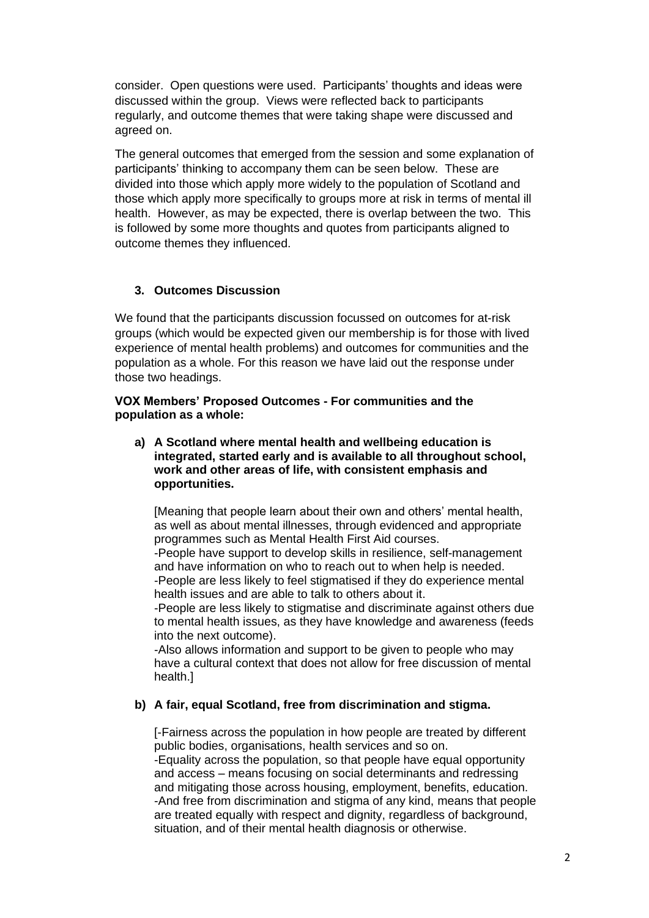consider. Open questions were used. Participants' thoughts and ideas were discussed within the group. Views were reflected back to participants regularly, and outcome themes that were taking shape were discussed and agreed on.

The general outcomes that emerged from the session and some explanation of participants' thinking to accompany them can be seen below. These are divided into those which apply more widely to the population of Scotland and those which apply more specifically to groups more at risk in terms of mental ill health. However, as may be expected, there is overlap between the two. This is followed by some more thoughts and quotes from participants aligned to outcome themes they influenced.

## 3. Outcomes Discussion

We found that the participants discussion focussed on outcomes for at-risk groups (which would be expected given our membership is for those with lived experience of mental health problems) and outcomes for communities and the population as a whole. For this reason we have laid out the response under those two headings.

**VOX Members' Proposed Outcomes - For communities and the population as a whole:**

**a) A Scotland where mental health and wellbeing education is integrated, started early and is available to all throughout school, work and other areas of life, with consistent emphasis and opportunities.**

[Meaning that people learn about their own and others' mental health, as well as about mental illnesses, through evidenced and appropriate programmes such as Mental Health First Aid courses.
-People have support to develop skills in resilience, self-management and have information on who to reach out to when help is needed.
-People are less likely to feel stigmatised if they do experience mental health issues and are able to talk to others about it.
-People are less likely to stigmatise and discriminate against others due to mental health issues, as they have knowledge and awareness (feeds into the next outcome).
-Also allows information and support to be given to people who may have a cultural context that does not allow for free discussion of mental health.]

**b) A fair, equal Scotland, free from discrimination and stigma.**

[-Fairness across the population in how people are treated by different public bodies, organisations, health services and so on.
-Equality across the population, so that people have equal opportunity and access – means focusing on social determinants and redressing and mitigating those across housing, employment, benefits, education.
-And free from discrimination and stigma of any kind, means that people are treated equally with respect and dignity, regardless of background, situation, and of their mental health diagnosis or otherwise.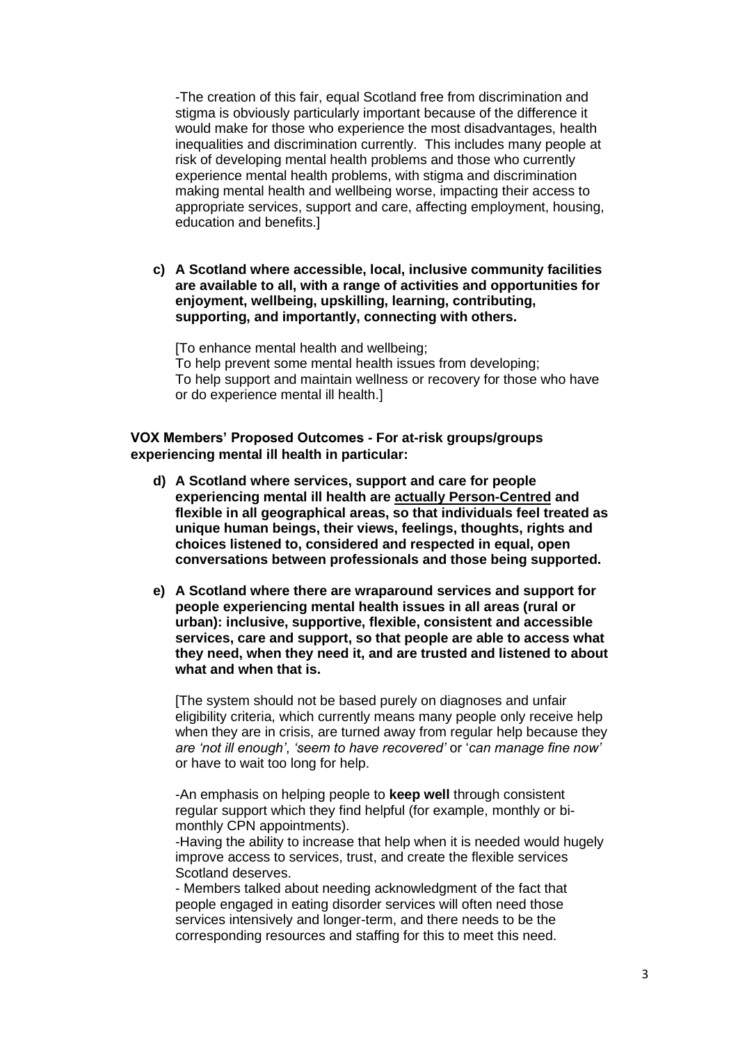-The creation of this fair, equal Scotland free from discrimination and stigma is obviously particularly important because of the difference it would make for those who experience the most disadvantages, health inequalities and discrimination currently. This includes many people at risk of developing mental health problems and those who currently experience mental health problems, with stigma and discrimination making mental health and wellbeing worse, impacting their access to appropriate services, support and care, affecting employment, housing, education and benefits.]

c) **A Scotland where accessible, local, inclusive community facilities are available to all, with a range of activities and opportunities for enjoyment, wellbeing, upskilling, learning, contributing, supporting, and importantly, connecting with others.**

   [To enhance mental health and wellbeing;
   To help prevent some mental health issues from developing;
   To help support and maintain wellness or recovery for those who have or do experience mental ill health.]

**VOX Members' Proposed Outcomes - For at-risk groups/groups experiencing mental ill health in particular:**

d) **A Scotland where services, support and care for people experiencing mental ill health are <u>actually Person-Centred</u> and flexible in all geographical areas, so that individuals feel treated as unique human beings, their views, feelings, thoughts, rights and choices listened to, considered and respected in equal, open conversations between professionals and those being supported.**

e) **A Scotland where there are wraparound services and support for people experiencing mental health issues in all areas (rural or urban): inclusive, supportive, flexible, consistent and accessible services, care and support, so that people are able to access what they need, when they need it, and are trusted and listened to about what and when that is.**

   [The system should not be based purely on diagnoses and unfair eligibility criteria, which currently means many people only receive help when they are in crisis, are turned away from regular help because they *are 'not ill enough'*, *'seem to have recovered'* or '*can manage fine now'* or have to wait too long for help.

   -An emphasis on helping people to **keep well** through consistent regular support which they find helpful (for example, monthly or bi-monthly CPN appointments).
   -Having the ability to increase that help when it is needed would hugely improve access to services, trust, and create the flexible services Scotland deserves.
   - Members talked about needing acknowledgment of the fact that people engaged in eating disorder services will often need those services intensively and longer-term, and there needs to be the corresponding resources and staffing for this to meet this need.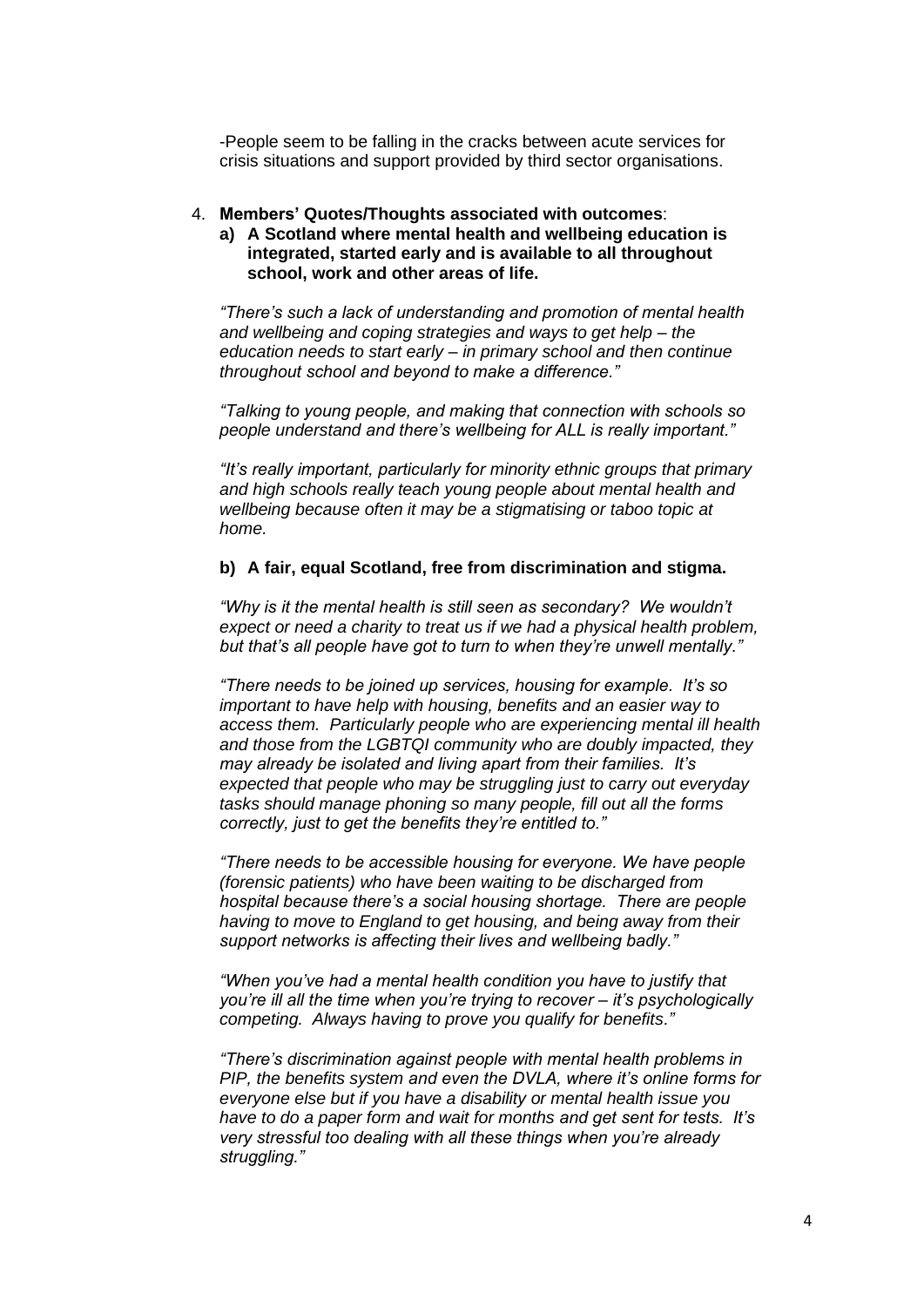-People seem to be falling in the cracks between acute services for crisis situations and support provided by third sector organisations.

4. **Members' Quotes/Thoughts associated with outcomes**:

   **a) A Scotland where mental health and wellbeing education is integrated, started early and is available to all throughout school, work and other areas of life.**

   *"There's such a lack of understanding and promotion of mental health and wellbeing and coping strategies and ways to get help – the education needs to start early – in primary school and then continue throughout school and beyond to make a difference."*

   *"Talking to young people, and making that connection with schools so people understand and there's wellbeing for ALL is really important."*

   *"It's really important, particularly for minority ethnic groups that primary and high schools really teach young people about mental health and wellbeing because often it may be a stigmatising or taboo topic at home.*

   **b) A fair, equal Scotland, free from discrimination and stigma.**

   *"Why is it the mental health is still seen as secondary? We wouldn't expect or need a charity to treat us if we had a physical health problem, but that's all people have got to turn to when they're unwell mentally."*

   *"There needs to be joined up services, housing for example. It's so important to have help with housing, benefits and an easier way to access them. Particularly people who are experiencing mental ill health and those from the LGBTQI community who are doubly impacted, they may already be isolated and living apart from their families. It's expected that people who may be struggling just to carry out everyday tasks should manage phoning so many people, fill out all the forms correctly, just to get the benefits they're entitled to."*

   *"There needs to be accessible housing for everyone. We have people (forensic patients) who have been waiting to be discharged from hospital because there's a social housing shortage. There are people having to move to England to get housing, and being away from their support networks is affecting their lives and wellbeing badly."*

   *"When you've had a mental health condition you have to justify that you're ill all the time when you're trying to recover – it's psychologically competing. Always having to prove you qualify for benefits."*

   *"There's discrimination against people with mental health problems in PIP, the benefits system and even the DVLA, where it's online forms for everyone else but if you have a disability or mental health issue you have to do a paper form and wait for months and get sent for tests. It's very stressful too dealing with all these things when you're already struggling."*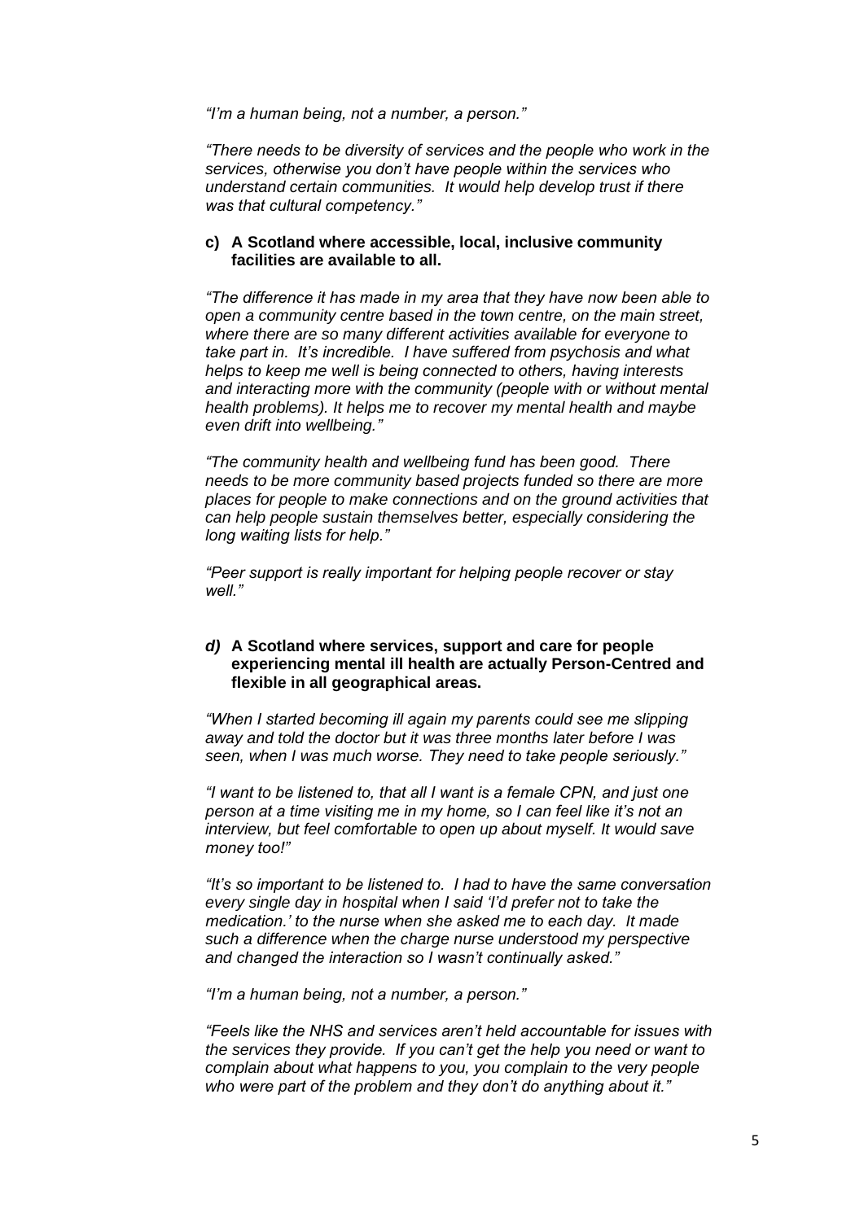*"I'm a human being, not a number, a person."*

*"There needs to be diversity of services and the people who work in the services, otherwise you don't have people within the services who understand certain communities. It would help develop trust if there was that cultural competency."*

**c) A Scotland where accessible, local, inclusive community facilities are available to all.**

*"The difference it has made in my area that they have now been able to open a community centre based in the town centre, on the main street, where there are so many different activities available for everyone to take part in. It's incredible. I have suffered from psychosis and what helps to keep me well is being connected to others, having interests and interacting more with the community (people with or without mental health problems). It helps me to recover my mental health and maybe even drift into wellbeing."*

*"The community health and wellbeing fund has been good. There needs to be more community based projects funded so there are more places for people to make connections and on the ground activities that can help people sustain themselves better, especially considering the long waiting lists for help."*

*"Peer support is really important for helping people recover or stay well."*

***d)* A Scotland where services, support and care for people experiencing mental ill health are actually Person-Centred and flexible in all geographical areas.**

*"When I started becoming ill again my parents could see me slipping away and told the doctor but it was three months later before I was seen, when I was much worse. They need to take people seriously."*

*"I want to be listened to, that all I want is a female CPN, and just one person at a time visiting me in my home, so I can feel like it's not an interview, but feel comfortable to open up about myself. It would save money too!"*

*"It's so important to be listened to. I had to have the same conversation every single day in hospital when I said 'I'd prefer not to take the medication.' to the nurse when she asked me to each day. It made such a difference when the charge nurse understood my perspective and changed the interaction so I wasn't continually asked."*

*"I'm a human being, not a number, a person."*

*"Feels like the NHS and services aren't held accountable for issues with the services they provide. If you can't get the help you need or want to complain about what happens to you, you complain to the very people who were part of the problem and they don't do anything about it."*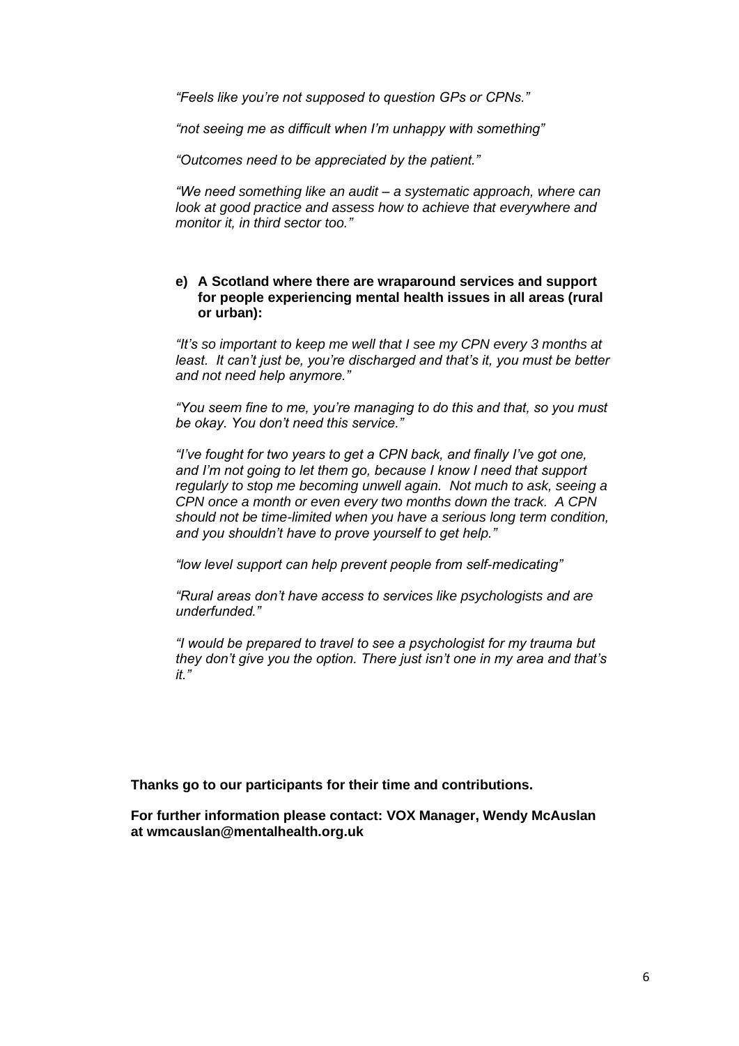*“Feels like you’re not supposed to question GPs or CPNs.”*

*“not seeing me as difficult when I’m unhappy with something”*

*“Outcomes need to be appreciated by the patient.”*

*“We need something like an audit – a systematic approach, where can look at good practice and assess how to achieve that everywhere and monitor it, in third sector too.”*

**e) A Scotland where there are wraparound services and support for people experiencing mental health issues in all areas (rural or urban):**

*“It’s so important to keep me well that I see my CPN every 3 months at least. It can’t just be, you’re discharged and that’s it, you must be better and not need help anymore.”*

*“You seem fine to me, you’re managing to do this and that, so you must be okay. You don’t need this service.”*

*“I’ve fought for two years to get a CPN back, and finally I’ve got one, and I’m not going to let them go, because I know I need that support regularly to stop me becoming unwell again. Not much to ask, seeing a CPN once a month or even every two months down the track. A CPN should not be time-limited when you have a serious long term condition, and you shouldn’t have to prove yourself to get help.”*

*“low level support can help prevent people from self-medicating”*

*“Rural areas don’t have access to services like psychologists and are underfunded.”*

*“I would be prepared to travel to see a psychologist for my trauma but they don’t give you the option. There just isn’t one in my area and that’s it.”*

**Thanks go to our participants for their time and contributions.**

**For further information please contact: VOX Manager, Wendy McAuslan at wmcauslan@mentalhealth.org.uk**